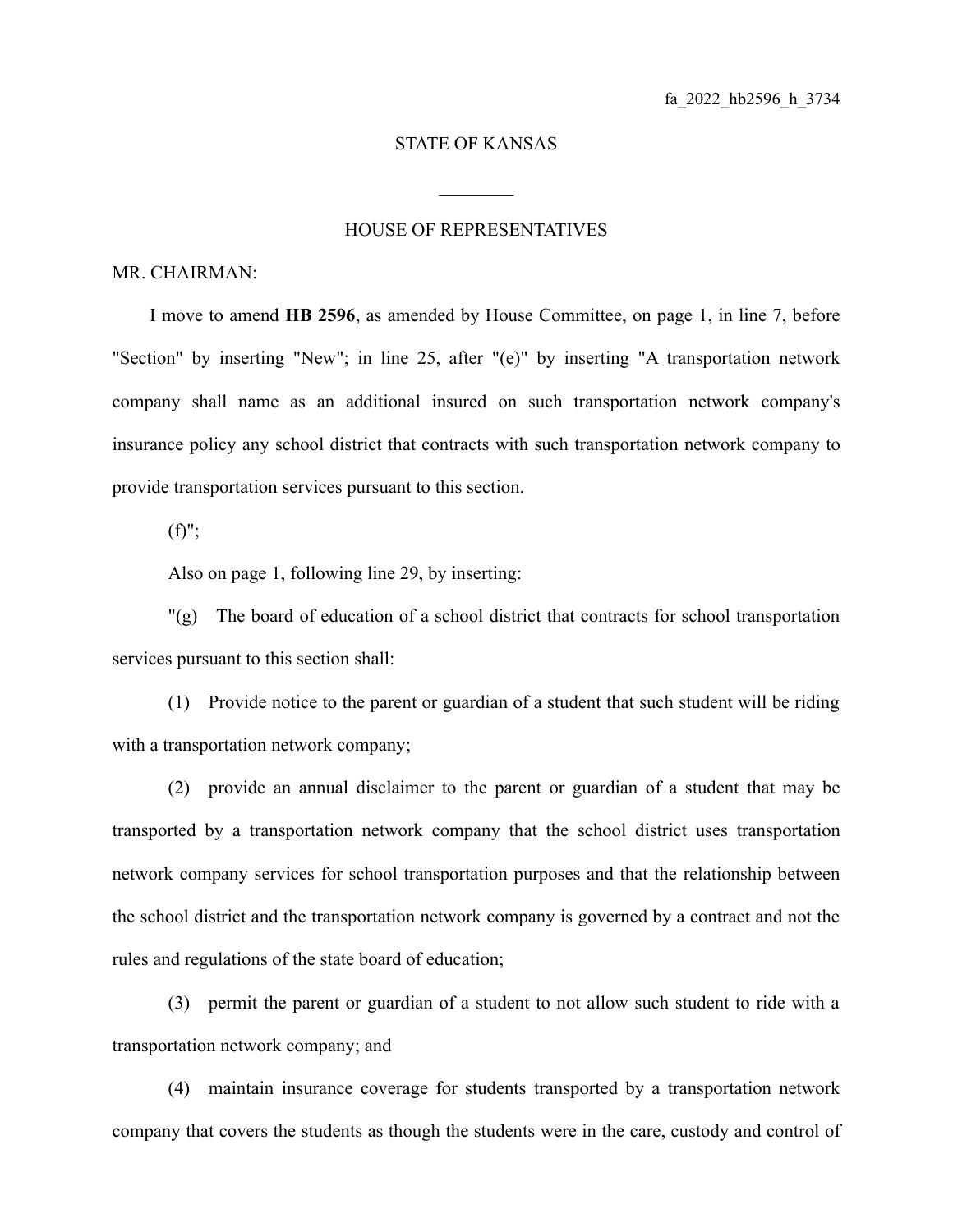fa_2022_hb2596_h_3734

STATE OF KANSAS

\_\_\_\_\_\_\_\_

HOUSE OF REPRESENTATIVES

MR. CHAIRMAN:

I move to amend **HB 2596**, as amended by House Committee, on page 1, in line 7, before "Section" by inserting "New"; in line 25, after "(e)" by inserting "A transportation network company shall name as an additional insured on such transportation network company's insurance policy any school district that contracts with such transportation network company to provide transportation services pursuant to this section.

(f)";

Also on page 1, following line 29, by inserting:

"(g) The board of education of a school district that contracts for school transportation services pursuant to this section shall:

(1) Provide notice to the parent or guardian of a student that such student will be riding with a transportation network company;

(2) provide an annual disclaimer to the parent or guardian of a student that may be transported by a transportation network company that the school district uses transportation network company services for school transportation purposes and that the relationship between the school district and the transportation network company is governed by a contract and not the rules and regulations of the state board of education;

(3) permit the parent or guardian of a student to not allow such student to ride with a transportation network company; and

(4) maintain insurance coverage for students transported by a transportation network company that covers the students as though the students were in the care, custody and control of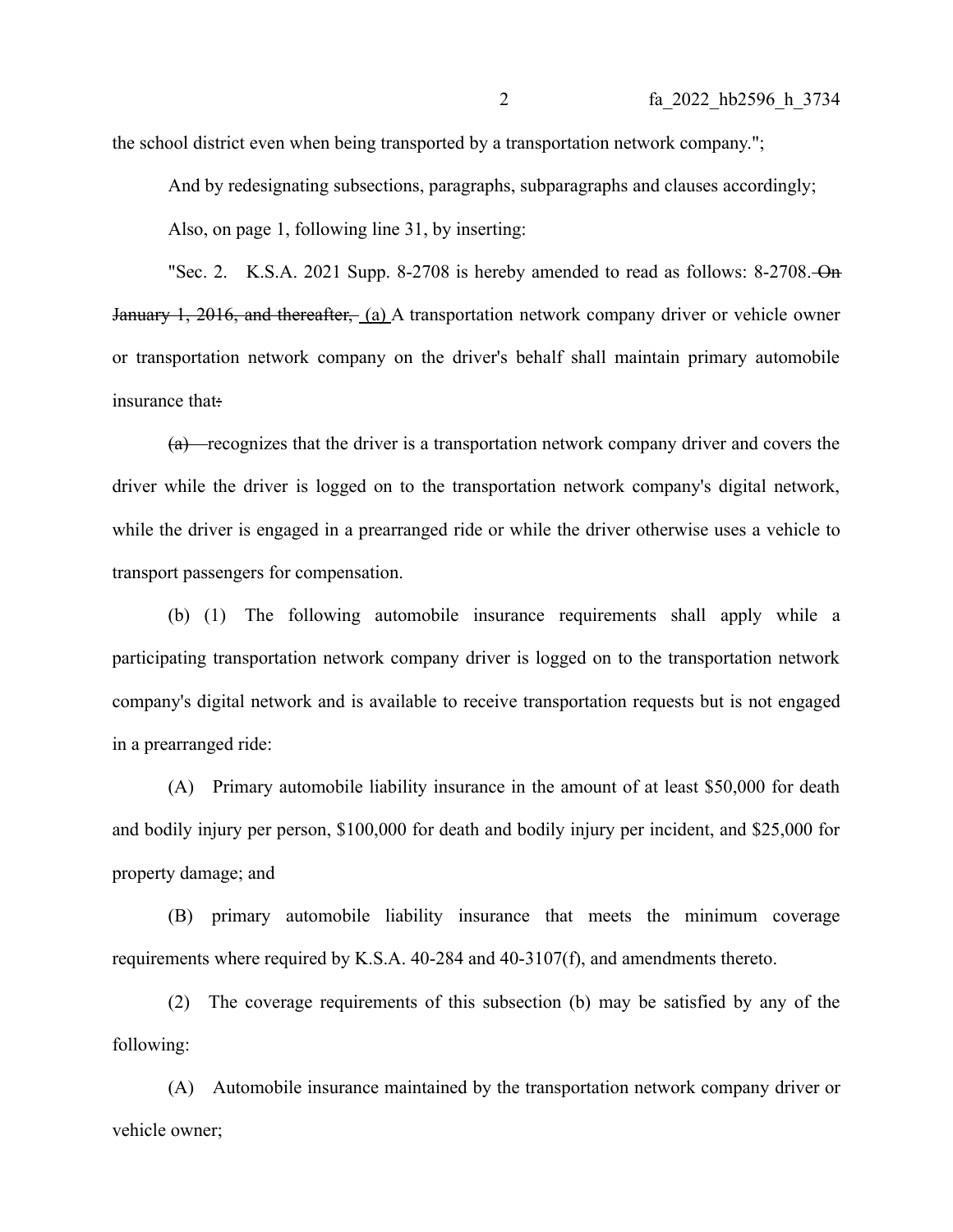the school district even when being transported by a transportation network company.";

And by redesignating subsections, paragraphs, subparagraphs and clauses accordingly;

Also, on page 1, following line 31, by inserting:

"Sec. 2. K.S.A. 2021 Supp. 8-2708 is hereby amended to read as follows: 8-2708. ~~On January 1, 2016, and thereafter,~~ (a) A transportation network company driver or vehicle owner or transportation network company on the driver's behalf shall maintain primary automobile insurance that~~:~~

~~(a)~~ recognizes that the driver is a transportation network company driver and covers the driver while the driver is logged on to the transportation network company's digital network, while the driver is engaged in a prearranged ride or while the driver otherwise uses a vehicle to transport passengers for compensation.

(b) (1) The following automobile insurance requirements shall apply while a participating transportation network company driver is logged on to the transportation network company's digital network and is available to receive transportation requests but is not engaged in a prearranged ride:

(A) Primary automobile liability insurance in the amount of at least $50,000 for death and bodily injury per person, $100,000 for death and bodily injury per incident, and $25,000 for property damage; and

(B) primary automobile liability insurance that meets the minimum coverage requirements where required by K.S.A. 40-284 and 40-3107(f), and amendments thereto.

(2) The coverage requirements of this subsection (b) may be satisfied by any of the following:

(A) Automobile insurance maintained by the transportation network company driver or vehicle owner;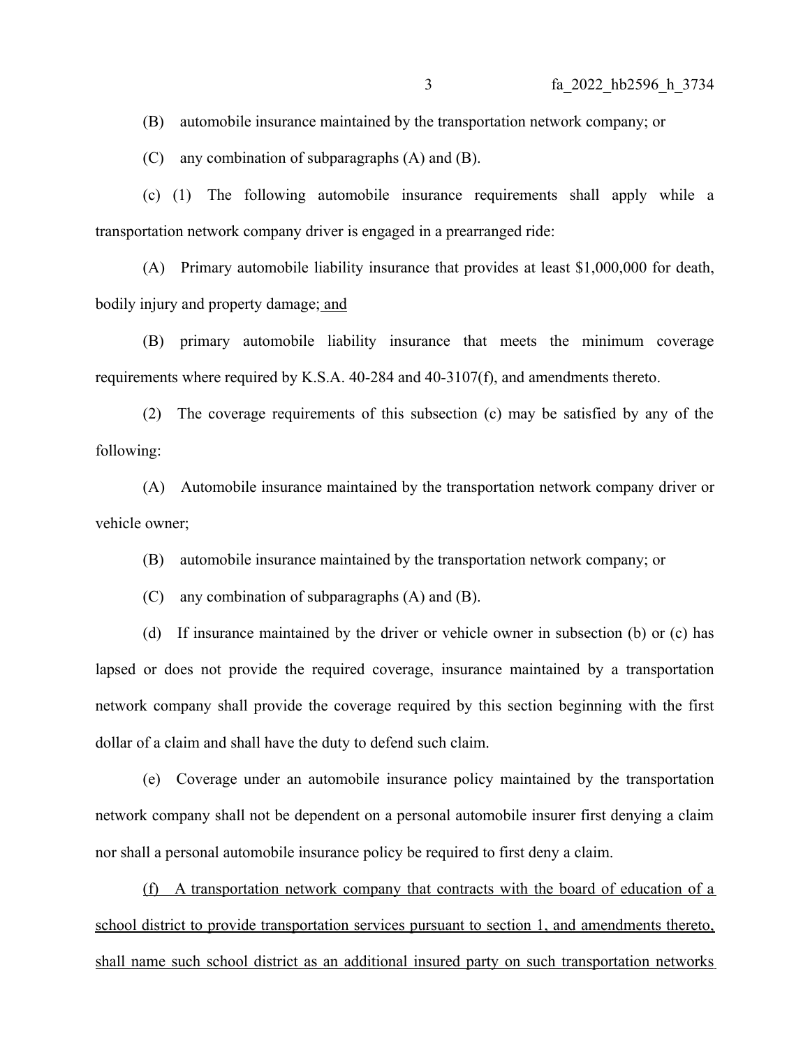(B) automobile insurance maintained by the transportation network company; or

(C) any combination of subparagraphs (A) and (B).

(c) (1) The following automobile insurance requirements shall apply while a transportation network company driver is engaged in a prearranged ride:

(A) Primary automobile liability insurance that provides at least $1,000,000 for death, bodily injury and property damage; and

(B) primary automobile liability insurance that meets the minimum coverage requirements where required by K.S.A. 40-284 and 40-3107(f), and amendments thereto.

(2) The coverage requirements of this subsection (c) may be satisfied by any of the following:

(A) Automobile insurance maintained by the transportation network company driver or vehicle owner;

(B) automobile insurance maintained by the transportation network company; or

(C) any combination of subparagraphs (A) and (B).

(d) If insurance maintained by the driver or vehicle owner in subsection (b) or (c) has lapsed or does not provide the required coverage, insurance maintained by a transportation network company shall provide the coverage required by this section beginning with the first dollar of a claim and shall have the duty to defend such claim.

(e) Coverage under an automobile insurance policy maintained by the transportation network company shall not be dependent on a personal automobile insurer first denying a claim nor shall a personal automobile insurance policy be required to first deny a claim.

(f) A transportation network company that contracts with the board of education of a school district to provide transportation services pursuant to section 1, and amendments thereto, shall name such school district as an additional insured party on such transportation networks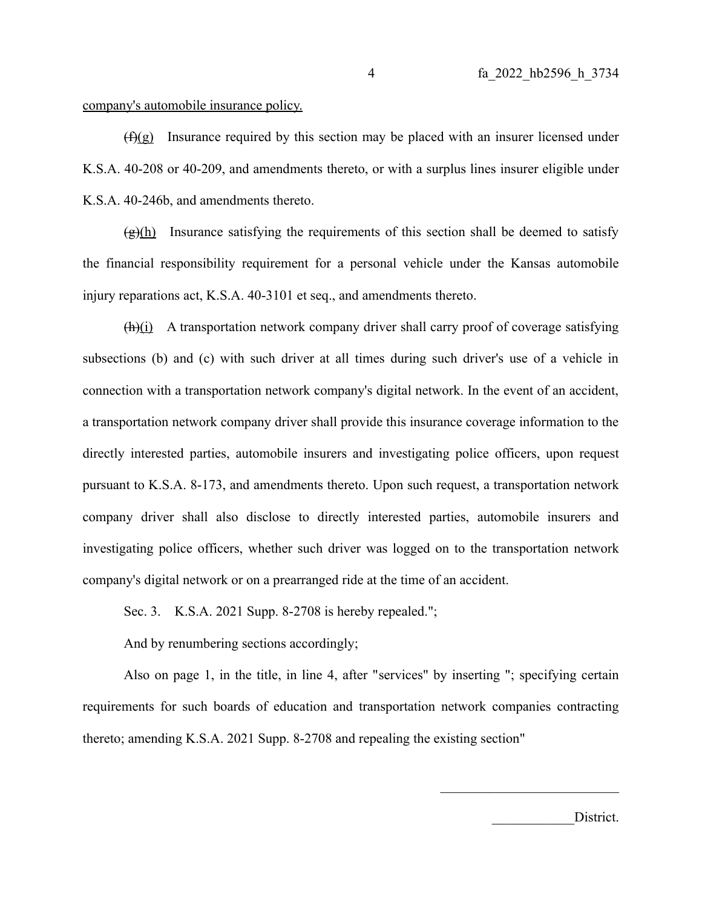company's automobile insurance policy.

~~(f)~~(g) Insurance required by this section may be placed with an insurer licensed under K.S.A. 40-208 or 40-209, and amendments thereto, or with a surplus lines insurer eligible under K.S.A. 40-246b, and amendments thereto.

~~(g)~~(h) Insurance satisfying the requirements of this section shall be deemed to satisfy the financial responsibility requirement for a personal vehicle under the Kansas automobile injury reparations act, K.S.A. 40-3101 et seq., and amendments thereto.

~~(h)~~(i) A transportation network company driver shall carry proof of coverage satisfying subsections (b) and (c) with such driver at all times during such driver's use of a vehicle in connection with a transportation network company's digital network. In the event of an accident, a transportation network company driver shall provide this insurance coverage information to the directly interested parties, automobile insurers and investigating police officers, upon request pursuant to K.S.A. 8-173, and amendments thereto. Upon such request, a transportation network company driver shall also disclose to directly interested parties, automobile insurers and investigating police officers, whether such driver was logged on to the transportation network company's digital network or on a prearranged ride at the time of an accident.

Sec. 3. K.S.A. 2021 Supp. 8-2708 is hereby repealed.";

And by renumbering sections accordingly;

Also on page 1, in the title, in line 4, after "services" by inserting "; specifying certain requirements for such boards of education and transportation network companies contracting thereto; amending K.S.A. 2021 Supp. 8-2708 and repealing the existing section"

\_\_\_\_\_\_\_\_\_\_\_\_\_\_\_\_\_\_\_\_\_\_\_\_\_\_

\_\_\_\_\_\_\_\_\_\_\_\_District.